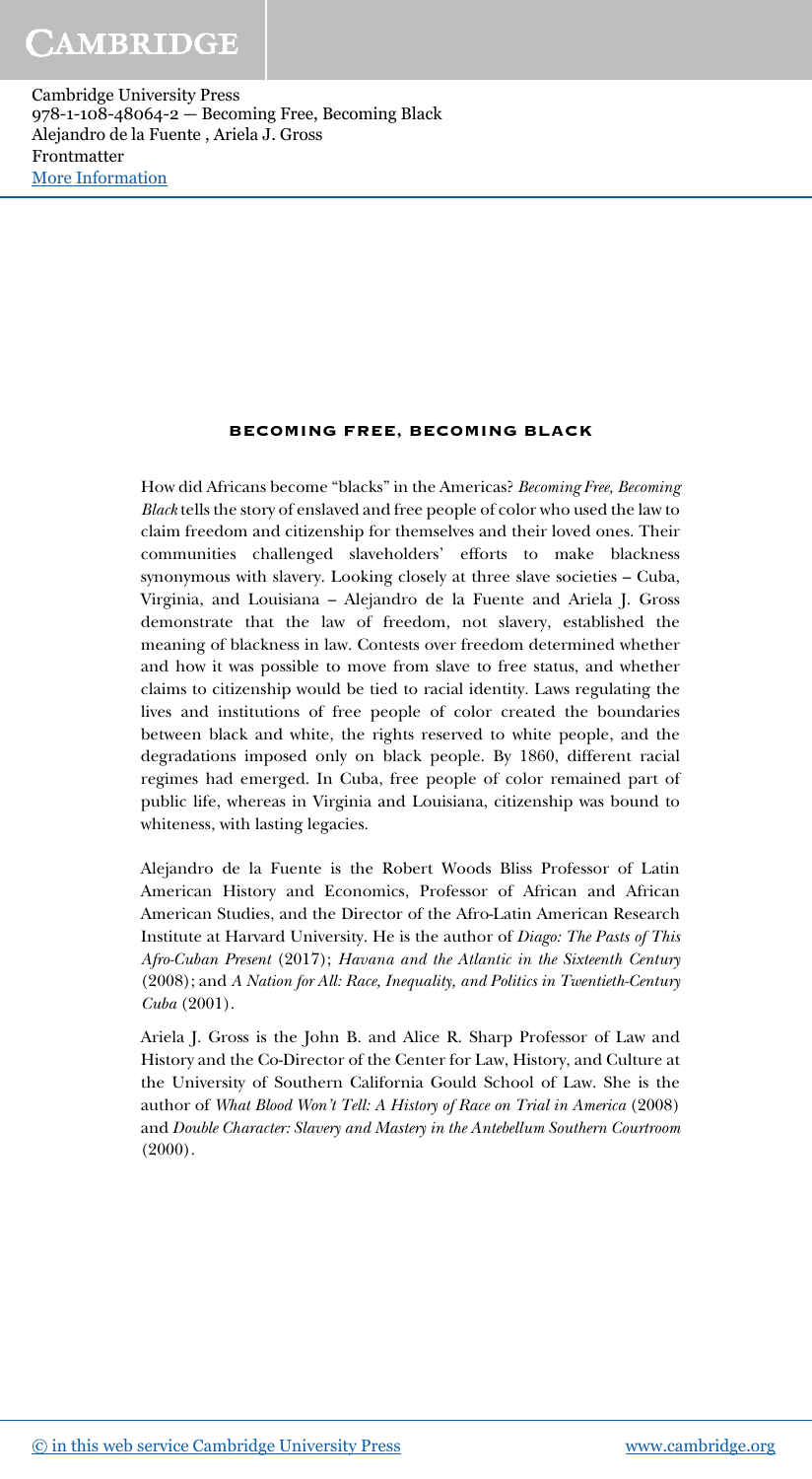# BECOMING FREE, BECOMING BLACK

How did Africans become "blacks" in the Americas? *Becoming Free, Becoming Black* tells the story of enslaved and free people of color who used the law to claim freedom and citizenship for themselves and their loved ones. Their communities challenged slaveholders' efforts to make blackness synonymous with slavery. Looking closely at three slave societies – Cuba, Virginia, and Louisiana – Alejandro de la Fuente and Ariela J. Gross demonstrate that the law of freedom, not slavery, established the meaning of blackness in law. Contests over freedom determined whether and how it was possible to move from slave to free status, and whether claims to citizenship would be tied to racial identity. Laws regulating the lives and institutions of free people of color created the boundaries between black and white, the rights reserved to white people, and the degradations imposed only on black people. By 1860, different racial regimes had emerged. In Cuba, free people of color remained part of public life, whereas in Virginia and Louisiana, citizenship was bound to whiteness, with lasting legacies.

Alejandro de la Fuente is the Robert Woods Bliss Professor of Latin American History and Economics, Professor of African and African American Studies, and the Director of the Afro-Latin American Research Institute at Harvard University. He is the author of *Diago: The Pasts of This Afro-Cuban Present* (2017); *Havana and the Atlantic in the Sixteenth Century* (2008); and *A Nation for All: Race, Inequality, and Politics in Twentieth-Century Cuba* (2001).

Ariela J. Gross is the John B. and Alice R. Sharp Professor of Law and History and the Co-Director of the Center for Law, History, and Culture at the University of Southern California Gould School of Law. She is the author of *What Blood Won't Tell: A History of Race on Trial in America* (2008) and *Double Character: Slavery and Mastery in the Antebellum Southern Courtroom* (2000).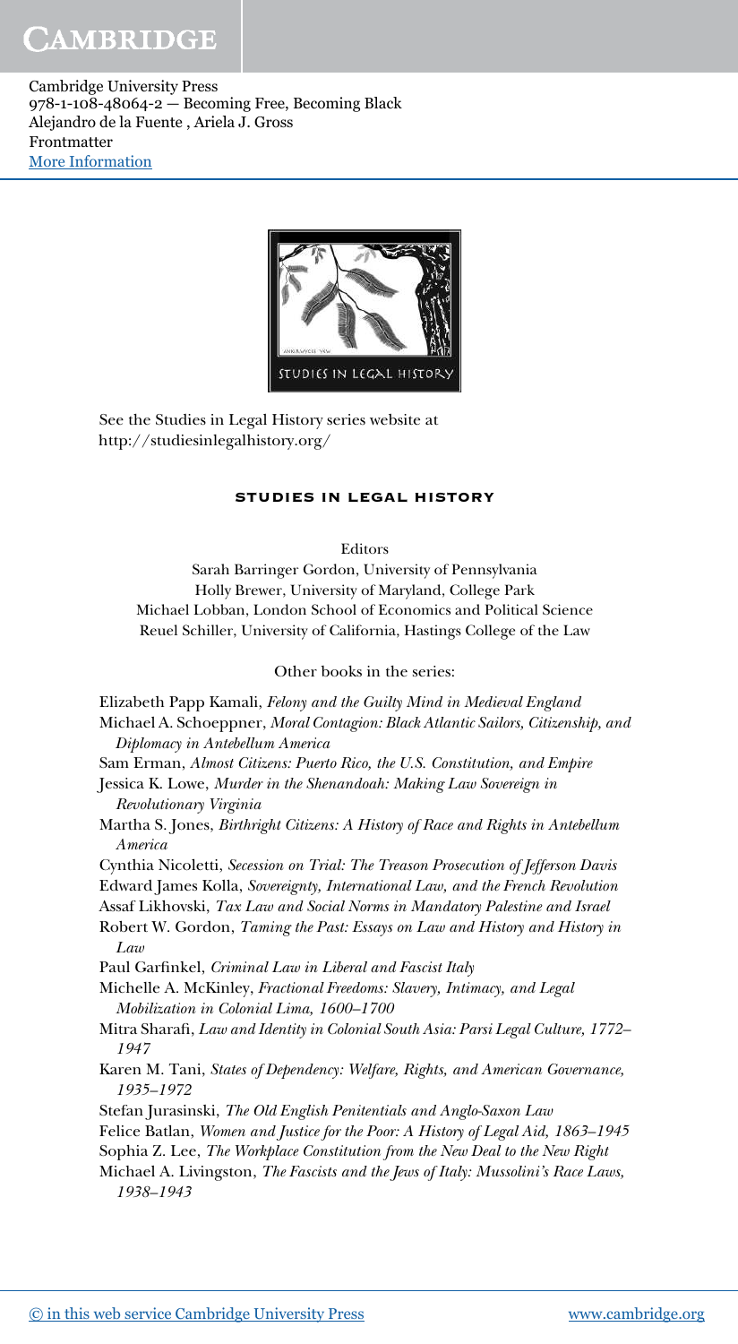See the Studies in Legal History series website at http://studiesinlegalhistory.org/

## STUDIES IN LEGAL HISTORY

Editors

Sarah Barringer Gordon, University of Pennsylvania
Holly Brewer, University of Maryland, College Park
Michael Lobban, London School of Economics and Political Science
Reuel Schiller, University of California, Hastings College of the Law

Other books in the series:

Elizabeth Papp Kamali, *Felony and the Guilty Mind in Medieval England*
Michael A. Schoeppner, *Moral Contagion: Black Atlantic Sailors, Citizenship, and Diplomacy in Antebellum America*
Sam Erman, *Almost Citizens: Puerto Rico, the U.S. Constitution, and Empire*
Jessica K. Lowe, *Murder in the Shenandoah: Making Law Sovereign in Revolutionary Virginia*
Martha S. Jones, *Birthright Citizens: A History of Race and Rights in Antebellum America*
Cynthia Nicoletti, *Secession on Trial: The Treason Prosecution of Jefferson Davis*
Edward James Kolla, *Sovereignty, International Law, and the French Revolution*
Assaf Likhovski, *Tax Law and Social Norms in Mandatory Palestine and Israel*
Robert W. Gordon, *Taming the Past: Essays on Law and History and History in Law*
Paul Garfinkel, *Criminal Law in Liberal and Fascist Italy*
Michelle A. McKinley, *Fractional Freedoms: Slavery, Intimacy, and Legal Mobilization in Colonial Lima, 1600–1700*
Mitra Sharafi, *Law and Identity in Colonial South Asia: Parsi Legal Culture, 1772–1947*
Karen M. Tani, *States of Dependency: Welfare, Rights, and American Governance, 1935–1972*
Stefan Jurasinski, *The Old English Penitentials and Anglo-Saxon Law*
Felice Batlan, *Women and Justice for the Poor: A History of Legal Aid, 1863–1945*
Sophia Z. Lee, *The Workplace Constitution from the New Deal to the New Right*
Michael A. Livingston, *The Fascists and the Jews of Italy: Mussolini's Race Laws, 1938–1943*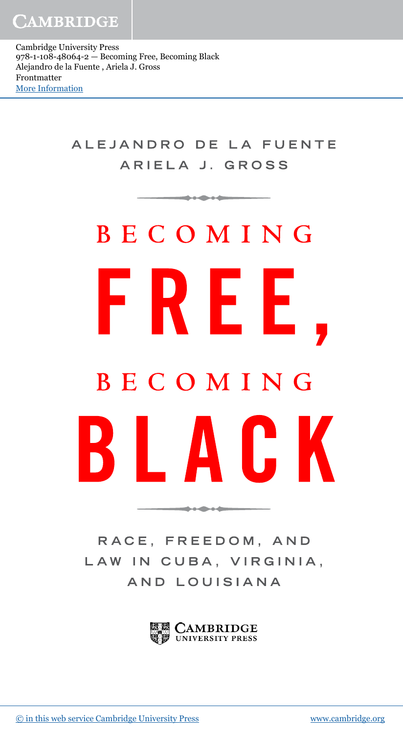ALEJANDRO DE LA FUENTE

ARIELA J. GROSS

# BECOMING FREE, BECOMING BLACK

## RACE, FREEDOM, AND LAW IN CUBA, VIRGINIA, AND LOUISIANA

CAMBRIDGE UNIVERSITY PRESS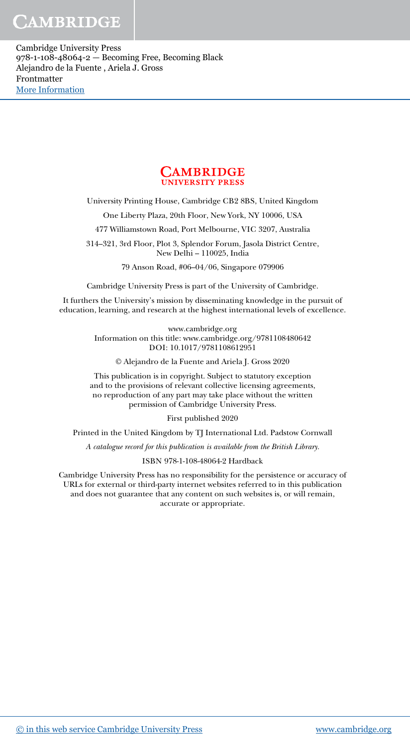CAMBRIDGE
UNIVERSITY PRESS

University Printing House, Cambridge CB2 8BS, United Kingdom

One Liberty Plaza, 20th Floor, New York, NY 10006, USA

477 Williamstown Road, Port Melbourne, VIC 3207, Australia

314–321, 3rd Floor, Plot 3, Splendor Forum, Jasola District Centre, New Delhi – 110025, India

79 Anson Road, #06–04/06, Singapore 079906

Cambridge University Press is part of the University of Cambridge.

It furthers the University's mission by disseminating knowledge in the pursuit of education, learning, and research at the highest international levels of excellence.

www.cambridge.org
Information on this title: www.cambridge.org/9781108480642
DOI: 10.1017/9781108612951

© Alejandro de la Fuente and Ariela J. Gross 2020

This publication is in copyright. Subject to statutory exception and to the provisions of relevant collective licensing agreements, no reproduction of any part may take place without the written permission of Cambridge University Press.

First published 2020

Printed in the United Kingdom by TJ International Ltd. Padstow Cornwall

*A catalogue record for this publication is available from the British Library.*

ISBN 978-1-108-48064-2 Hardback

Cambridge University Press has no responsibility for the persistence or accuracy of URLs for external or third-party internet websites referred to in this publication and does not guarantee that any content on such websites is, or will remain, accurate or appropriate.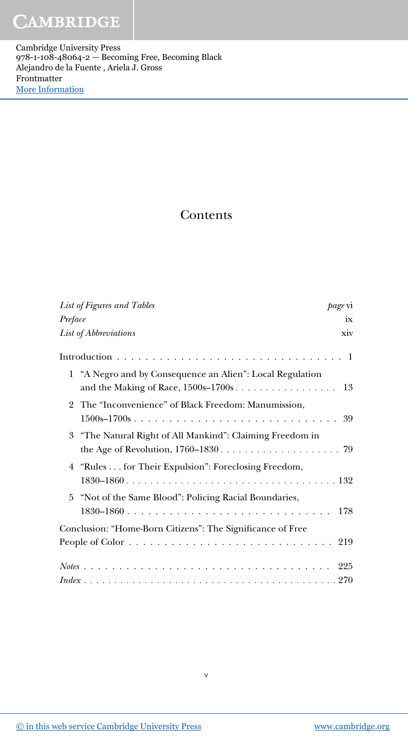# Contents

| | |
|---|---|
| *List of Figures and Tables* | *page* vi |
| *Preface* | ix |
| *List of Abbreviations* | xiv |
| Introduction | 1 |
| 1 "A Negro and by Consequence an Alien": Local Regulation and the Making of Race, 1500s–1700s | 13 |
| 2 The "Inconvenience" of Black Freedom: Manumission, 1500s–1700s | 39 |
| 3 "The Natural Right of All Mankind": Claiming Freedom in the Age of Revolution, 1760–1830 | 79 |
| 4 "Rules . . . for Their Expulsion": Foreclosing Freedom, 1830–1860 | 132 |
| 5 "Not of the Same Blood": Policing Racial Boundaries, 1830–1860 | 178 |
| Conclusion: "Home-Born Citizens": The Significance of Free People of Color | 219 |
| *Notes* | 225 |
| *Index* | 270 |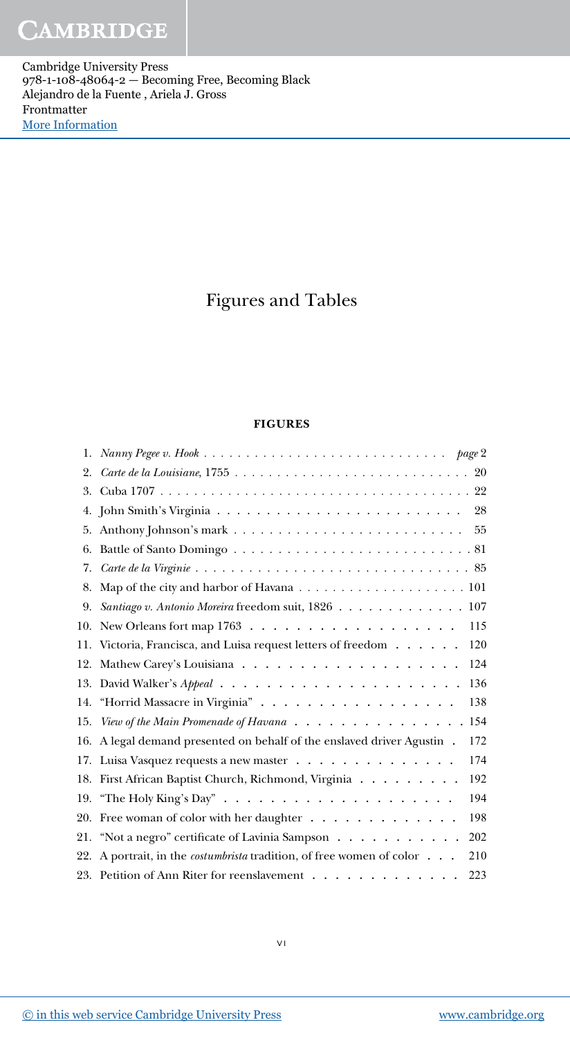# Figures and Tables

## FIGURES

1. *Nanny Pegee v. Hook* . . . . . . . . . . . . . . . . . . . . . . . . . . . . *page* 2
2. *Carte de la Louisiane*, 1755 . . . . . . . . . . . . . . . . . . . . . . . . . . . 20
3. Cuba 1707 . . . . . . . . . . . . . . . . . . . . . . . . . . . . . . . . . . . 22
4. John Smith's Virginia . . . . . . . . . . . . . . . . . . . . . . . . . 28
5. Anthony Johnson's mark . . . . . . . . . . . . . . . . . . . . . . . . . 55
6. Battle of Santo Domingo . . . . . . . . . . . . . . . . . . . . . . . . . . 81
7. *Carte de la Virginie* . . . . . . . . . . . . . . . . . . . . . . . . . . . . . 85
8. Map of the city and harbor of Havana . . . . . . . . . . . . . . . . . . . 101
9. *Santiago v. Antonio Moreira* freedom suit, 1826 . . . . . . . . . . . . . 107
10. New Orleans fort map 1763 . . . . . . . . . . . . . . . . . . . 115
11. Victoria, Francisca, and Luisa request letters of freedom . . . . . . 120
12. Mathew Carey's Louisiana . . . . . . . . . . . . . . . . . . . 124
13. David Walker's *Appeal* . . . . . . . . . . . . . . . . . . . . . 136
14. "Horrid Massacre in Virginia" . . . . . . . . . . . . . . . . . 138
15. *View of the Main Promenade of Havana* . . . . . . . . . . . . . . . . 154
16. A legal demand presented on behalf of the enslaved driver Agustin . 172
17. Luisa Vasquez requests a new master . . . . . . . . . . . . . . 174
18. First African Baptist Church, Richmond, Virginia . . . . . . . . . 192
19. "The Holy King's Day" . . . . . . . . . . . . . . . . . . . . 194
20. Free woman of color with her daughter . . . . . . . . . . . . . 198
21. "Not a negro" certificate of Lavinia Sampson . . . . . . . . . . . 202
22. A portrait, in the *costumbrista* tradition, of free women of color . . . 210
23. Petition of Ann Riter for reenslavement . . . . . . . . . . . . . 223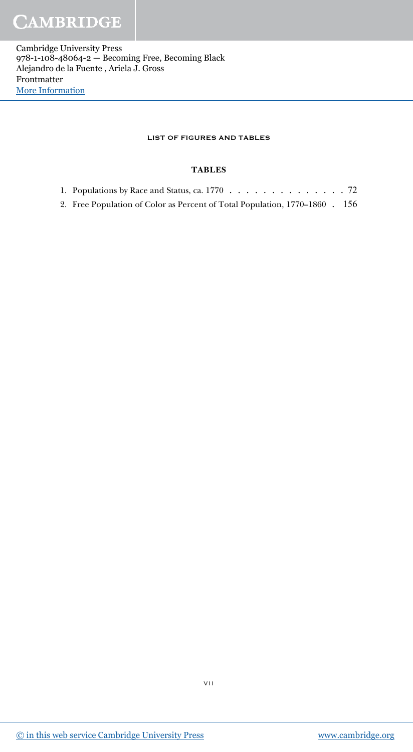## LIST OF FIGURES AND TABLES

### TABLES

1. Populations by Race and Status, ca. 1770 . . . . . . . . . . . . . . . 72
2. Free Population of Color as Percent of Total Population, 1770–1860 . 156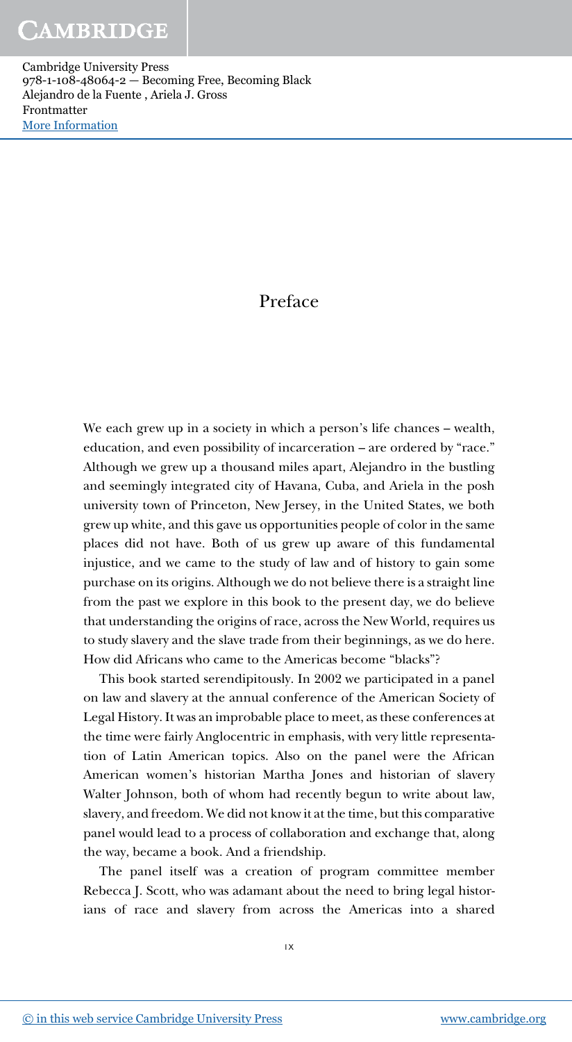# Preface

We each grew up in a society in which a person's life chances – wealth, education, and even possibility of incarceration – are ordered by "race." Although we grew up a thousand miles apart, Alejandro in the bustling and seemingly integrated city of Havana, Cuba, and Ariela in the posh university town of Princeton, New Jersey, in the United States, we both grew up white, and this gave us opportunities people of color in the same places did not have. Both of us grew up aware of this fundamental injustice, and we came to the study of law and of history to gain some purchase on its origins. Although we do not believe there is a straight line from the past we explore in this book to the present day, we do believe that understanding the origins of race, across the New World, requires us to study slavery and the slave trade from their beginnings, as we do here. How did Africans who came to the Americas become "blacks"?

This book started serendipitously. In 2002 we participated in a panel on law and slavery at the annual conference of the American Society of Legal History. It was an improbable place to meet, as these conferences at the time were fairly Anglocentric in emphasis, with very little representation of Latin American topics. Also on the panel were the African American women's historian Martha Jones and historian of slavery Walter Johnson, both of whom had recently begun to write about law, slavery, and freedom. We did not know it at the time, but this comparative panel would lead to a process of collaboration and exchange that, along the way, became a book. And a friendship.

The panel itself was a creation of program committee member Rebecca J. Scott, who was adamant about the need to bring legal historians of race and slavery from across the Americas into a shared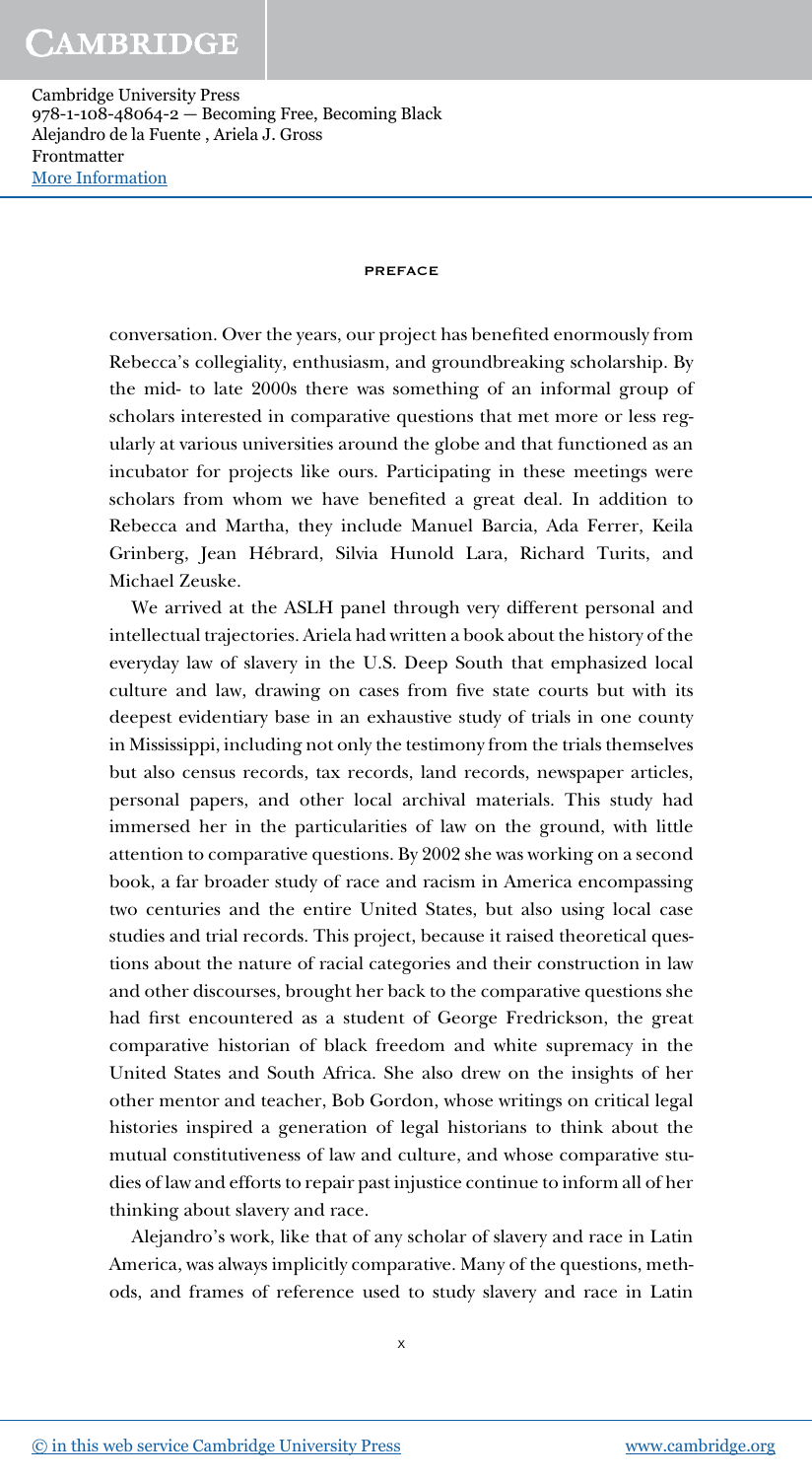conversation. Over the years, our project has benefited enormously from Rebecca's collegiality, enthusiasm, and groundbreaking scholarship. By the mid- to late 2000s there was something of an informal group of scholars interested in comparative questions that met more or less regularly at various universities around the globe and that functioned as an incubator for projects like ours. Participating in these meetings were scholars from whom we have benefited a great deal. In addition to Rebecca and Martha, they include Manuel Barcia, Ada Ferrer, Keila Grinberg, Jean Hébrard, Silvia Hunold Lara, Richard Turits, and Michael Zeuske.

We arrived at the ASLH panel through very different personal and intellectual trajectories. Ariela had written a book about the history of the everyday law of slavery in the U.S. Deep South that emphasized local culture and law, drawing on cases from five state courts but with its deepest evidentiary base in an exhaustive study of trials in one county in Mississippi, including not only the testimony from the trials themselves but also census records, tax records, land records, newspaper articles, personal papers, and other local archival materials. This study had immersed her in the particularities of law on the ground, with little attention to comparative questions. By 2002 she was working on a second book, a far broader study of race and racism in America encompassing two centuries and the entire United States, but also using local case studies and trial records. This project, because it raised theoretical questions about the nature of racial categories and their construction in law and other discourses, brought her back to the comparative questions she had first encountered as a student of George Fredrickson, the great comparative historian of black freedom and white supremacy in the United States and South Africa. She also drew on the insights of her other mentor and teacher, Bob Gordon, whose writings on critical legal histories inspired a generation of legal historians to think about the mutual constitutiveness of law and culture, and whose comparative studies of law and efforts to repair past injustice continue to inform all of her thinking about slavery and race.

Alejandro's work, like that of any scholar of slavery and race in Latin America, was always implicitly comparative. Many of the questions, methods, and frames of reference used to study slavery and race in Latin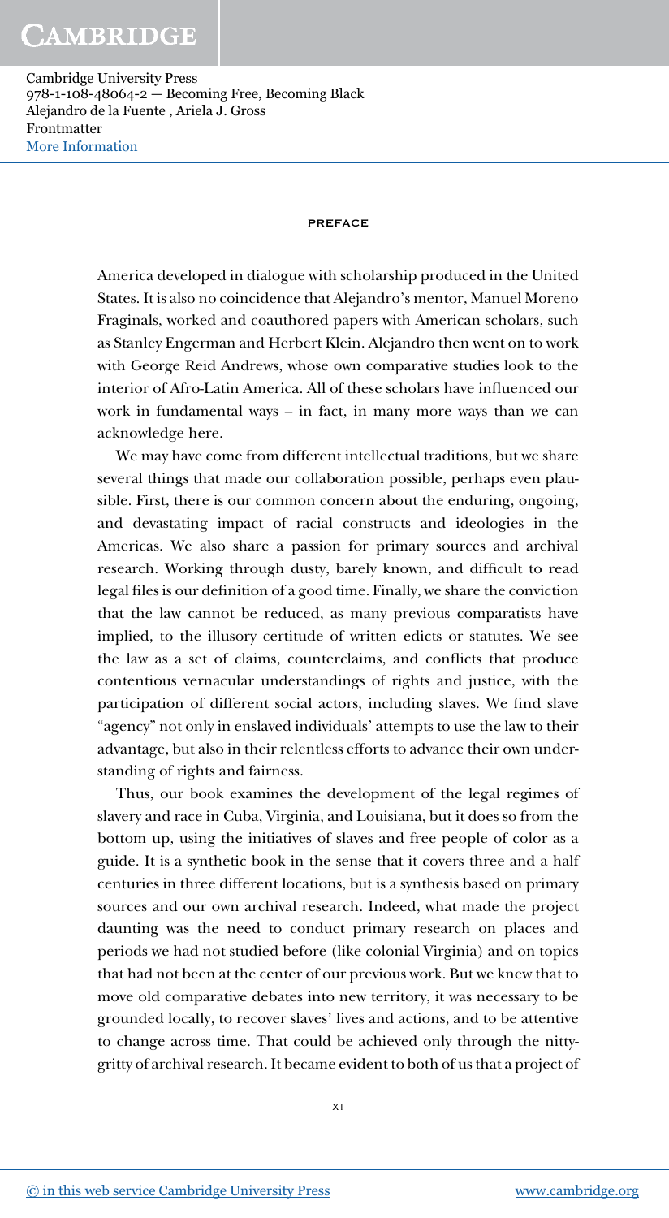America developed in dialogue with scholarship produced in the United States. It is also no coincidence that Alejandro's mentor, Manuel Moreno Fraginals, worked and coauthored papers with American scholars, such as Stanley Engerman and Herbert Klein. Alejandro then went on to work with George Reid Andrews, whose own comparative studies look to the interior of Afro-Latin America. All of these scholars have influenced our work in fundamental ways – in fact, in many more ways than we can acknowledge here.

We may have come from different intellectual traditions, but we share several things that made our collaboration possible, perhaps even plausible. First, there is our common concern about the enduring, ongoing, and devastating impact of racial constructs and ideologies in the Americas. We also share a passion for primary sources and archival research. Working through dusty, barely known, and difficult to read legal files is our definition of a good time. Finally, we share the conviction that the law cannot be reduced, as many previous comparatists have implied, to the illusory certitude of written edicts or statutes. We see the law as a set of claims, counterclaims, and conflicts that produce contentious vernacular understandings of rights and justice, with the participation of different social actors, including slaves. We find slave "agency" not only in enslaved individuals' attempts to use the law to their advantage, but also in their relentless efforts to advance their own understanding of rights and fairness.

Thus, our book examines the development of the legal regimes of slavery and race in Cuba, Virginia, and Louisiana, but it does so from the bottom up, using the initiatives of slaves and free people of color as a guide. It is a synthetic book in the sense that it covers three and a half centuries in three different locations, but is a synthesis based on primary sources and our own archival research. Indeed, what made the project daunting was the need to conduct primary research on places and periods we had not studied before (like colonial Virginia) and on topics that had not been at the center of our previous work. But we knew that to move old comparative debates into new territory, it was necessary to be grounded locally, to recover slaves' lives and actions, and to be attentive to change across time. That could be achieved only through the nitty-gritty of archival research. It became evident to both of us that a project of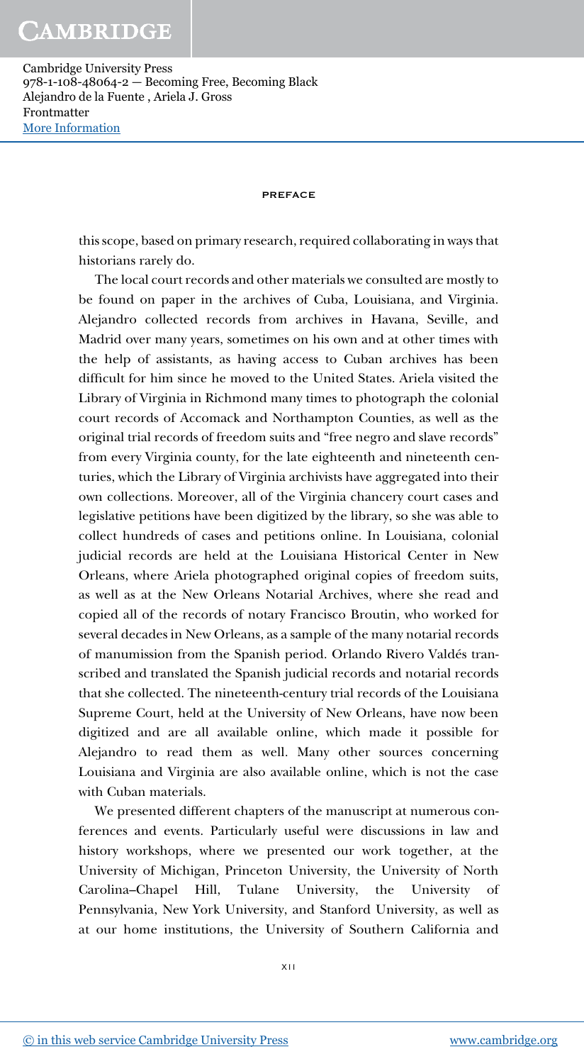this scope, based on primary research, required collaborating in ways that historians rarely do.

The local court records and other materials we consulted are mostly to be found on paper in the archives of Cuba, Louisiana, and Virginia. Alejandro collected records from archives in Havana, Seville, and Madrid over many years, sometimes on his own and at other times with the help of assistants, as having access to Cuban archives has been difficult for him since he moved to the United States. Ariela visited the Library of Virginia in Richmond many times to photograph the colonial court records of Accomack and Northampton Counties, as well as the original trial records of freedom suits and "free negro and slave records" from every Virginia county, for the late eighteenth and nineteenth centuries, which the Library of Virginia archivists have aggregated into their own collections. Moreover, all of the Virginia chancery court cases and legislative petitions have been digitized by the library, so she was able to collect hundreds of cases and petitions online. In Louisiana, colonial judicial records are held at the Louisiana Historical Center in New Orleans, where Ariela photographed original copies of freedom suits, as well as at the New Orleans Notarial Archives, where she read and copied all of the records of notary Francisco Broutin, who worked for several decades in New Orleans, as a sample of the many notarial records of manumission from the Spanish period. Orlando Rivero Valdés transcribed and translated the Spanish judicial records and notarial records that she collected. The nineteenth-century trial records of the Louisiana Supreme Court, held at the University of New Orleans, have now been digitized and are all available online, which made it possible for Alejandro to read them as well. Many other sources concerning Louisiana and Virginia are also available online, which is not the case with Cuban materials.

We presented different chapters of the manuscript at numerous conferences and events. Particularly useful were discussions in law and history workshops, where we presented our work together, at the University of Michigan, Princeton University, the University of North Carolina–Chapel Hill, Tulane University, the University of Pennsylvania, New York University, and Stanford University, as well as at our home institutions, the University of Southern California and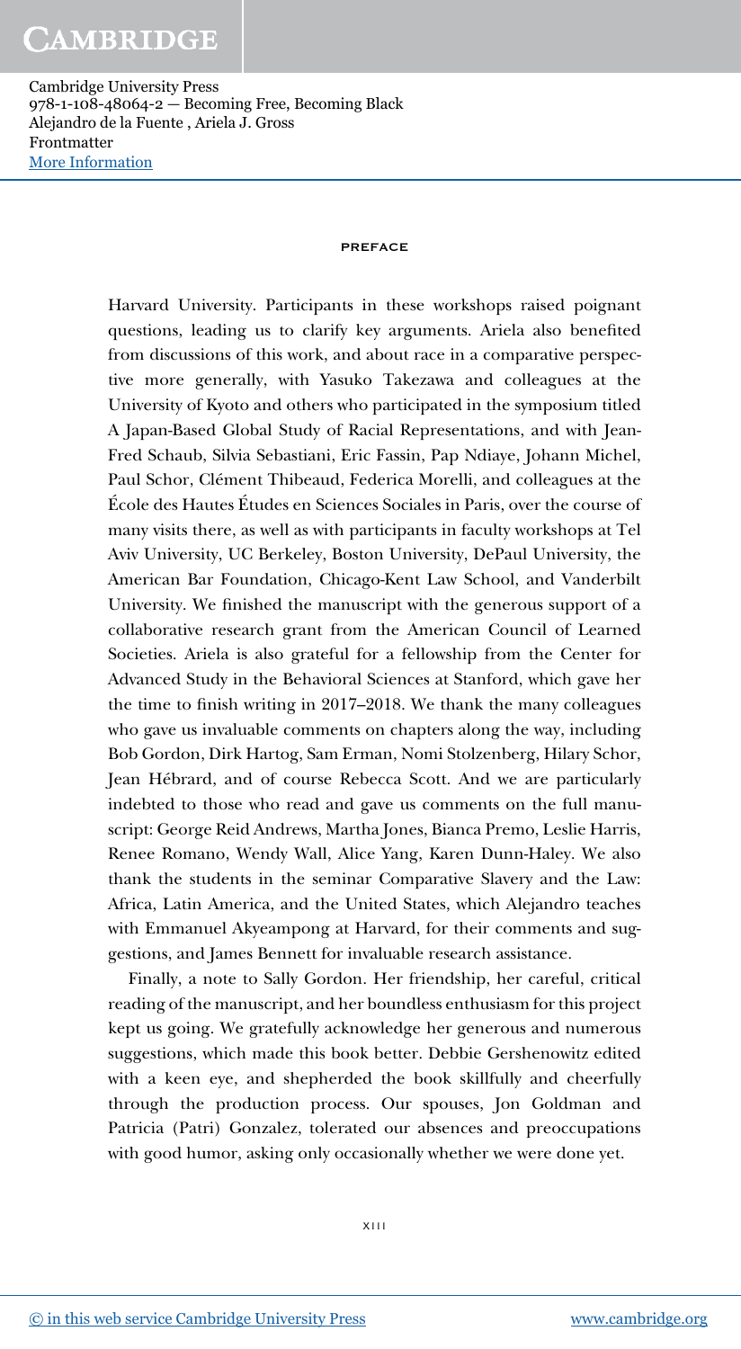Harvard University. Participants in these workshops raised poignant questions, leading us to clarify key arguments. Ariela also benefited from discussions of this work, and about race in a comparative perspective more generally, with Yasuko Takezawa and colleagues at the University of Kyoto and others who participated in the symposium titled A Japan-Based Global Study of Racial Representations, and with Jean-Fred Schaub, Silvia Sebastiani, Eric Fassin, Pap Ndiaye, Johann Michel, Paul Schor, Clément Thibeaud, Federica Morelli, and colleagues at the École des Hautes Études en Sciences Sociales in Paris, over the course of many visits there, as well as with participants in faculty workshops at Tel Aviv University, UC Berkeley, Boston University, DePaul University, the American Bar Foundation, Chicago-Kent Law School, and Vanderbilt University. We finished the manuscript with the generous support of a collaborative research grant from the American Council of Learned Societies. Ariela is also grateful for a fellowship from the Center for Advanced Study in the Behavioral Sciences at Stanford, which gave her the time to finish writing in 2017–2018. We thank the many colleagues who gave us invaluable comments on chapters along the way, including Bob Gordon, Dirk Hartog, Sam Erman, Nomi Stolzenberg, Hilary Schor, Jean Hébrard, and of course Rebecca Scott. And we are particularly indebted to those who read and gave us comments on the full manuscript: George Reid Andrews, Martha Jones, Bianca Premo, Leslie Harris, Renee Romano, Wendy Wall, Alice Yang, Karen Dunn-Haley. We also thank the students in the seminar Comparative Slavery and the Law: Africa, Latin America, and the United States, which Alejandro teaches with Emmanuel Akyeampong at Harvard, for their comments and suggestions, and James Bennett for invaluable research assistance.

Finally, a note to Sally Gordon. Her friendship, her careful, critical reading of the manuscript, and her boundless enthusiasm for this project kept us going. We gratefully acknowledge her generous and numerous suggestions, which made this book better. Debbie Gershenowitz edited with a keen eye, and shepherded the book skillfully and cheerfully through the production process. Our spouses, Jon Goldman and Patricia (Patri) Gonzalez, tolerated our absences and preoccupations with good humor, asking only occasionally whether we were done yet.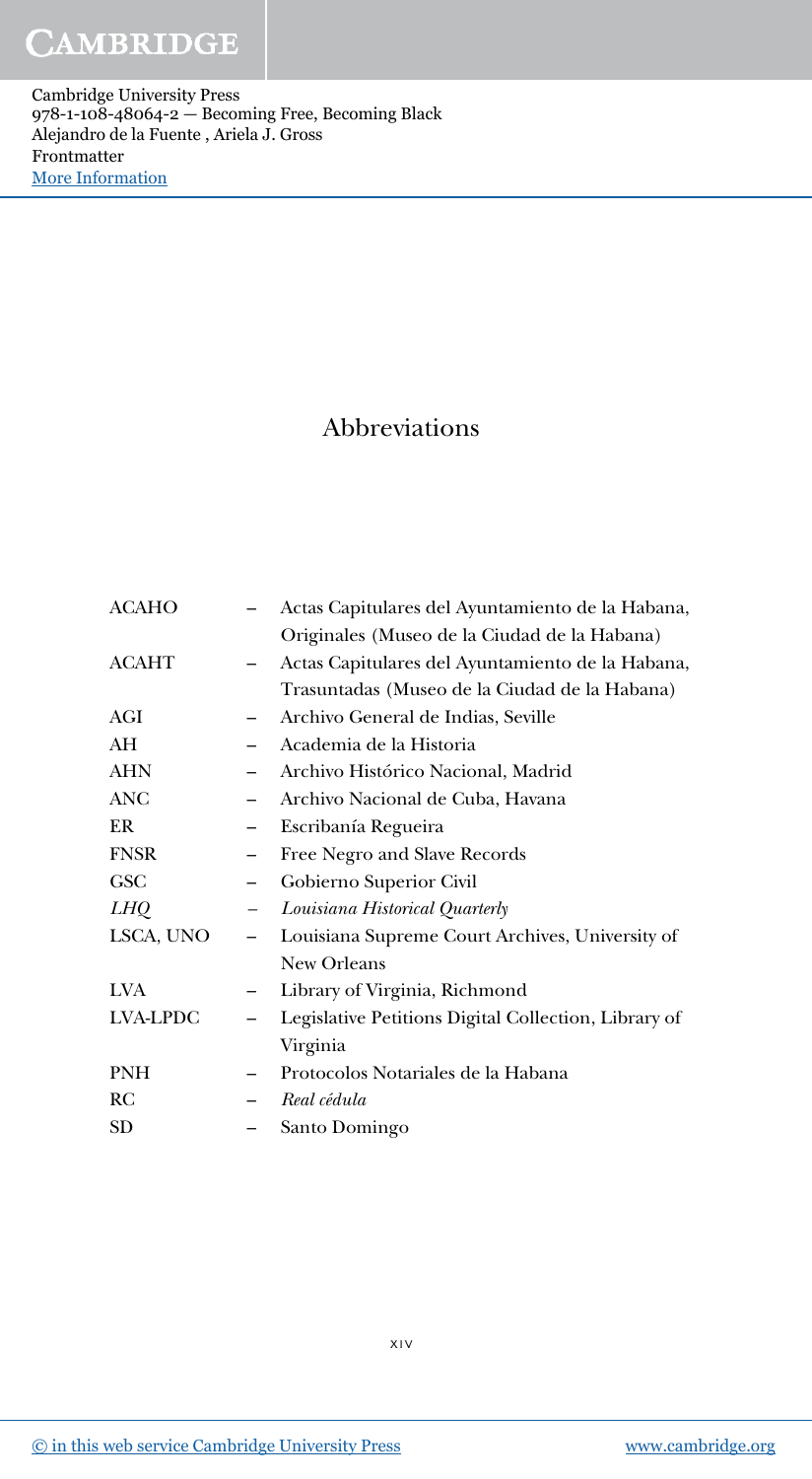# Abbreviations

| | |
|---|---|
| ACAHO | Actas Capitulares del Ayuntamiento de la Habana, Originales (Museo de la Ciudad de la Habana) |
| ACAHT | Actas Capitulares del Ayuntamiento de la Habana, Trasuntadas (Museo de la Ciudad de la Habana) |
| AGI | Archivo General de Indias, Seville |
| AH | Academia de la Historia |
| AHN | Archivo Histórico Nacional, Madrid |
| ANC | Archivo Nacional de Cuba, Havana |
| ER | Escribanía Regueira |
| FNSR | Free Negro and Slave Records |
| GSC | Gobierno Superior Civil |
| *LHQ* | *Louisiana Historical Quarterly* |
| LSCA, UNO | Louisiana Supreme Court Archives, University of New Orleans |
| LVA | Library of Virginia, Richmond |
| LVA-LPDC | Legislative Petitions Digital Collection, Library of Virginia |
| PNH | Protocolos Notariales de la Habana |
| RC | *Real cédula* |
| SD | Santo Domingo |